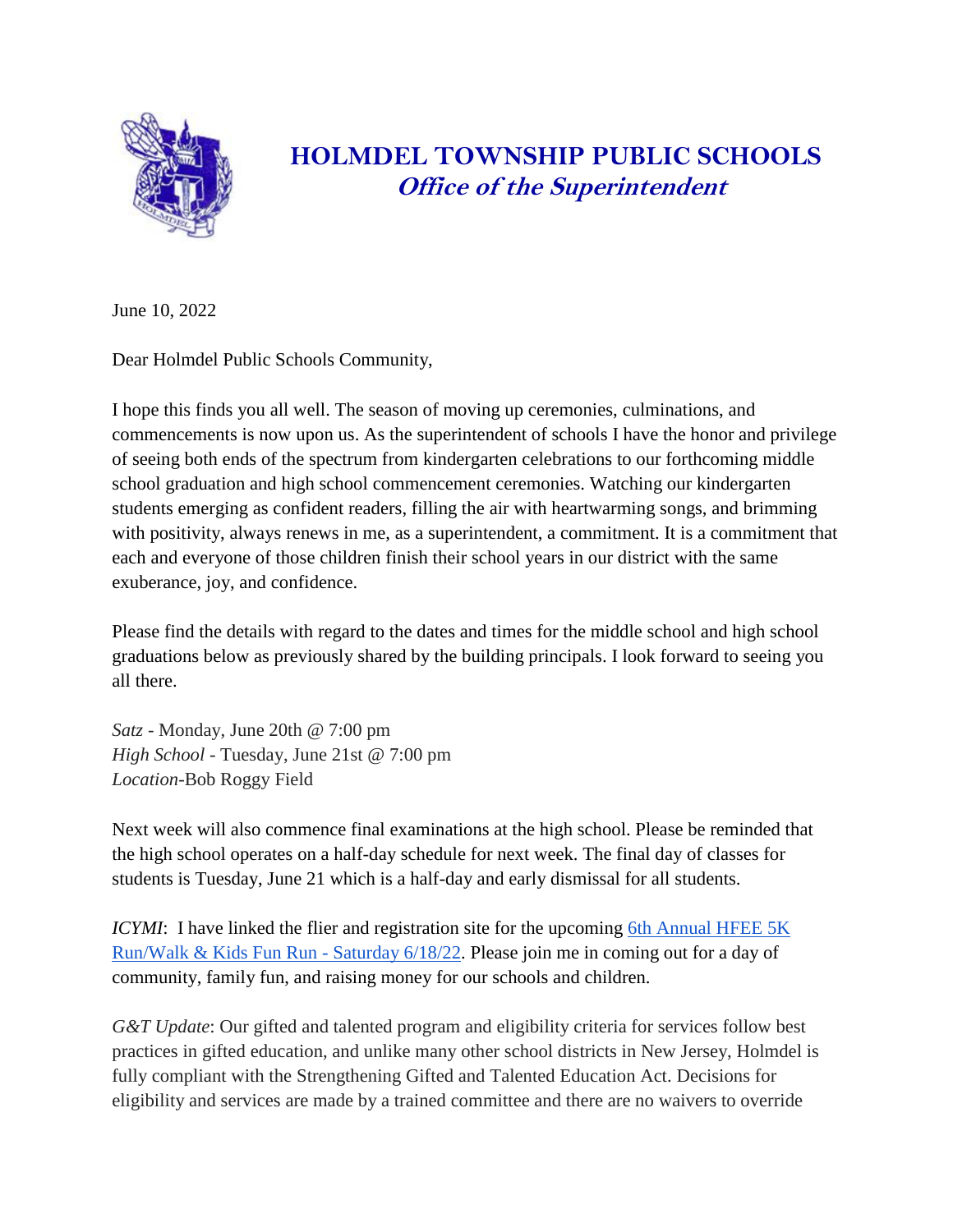# HOLMDEL TOWNSHIP PUBLIC SCHOOLS
## *Office of the Superintendent*

June 10, 2022

Dear Holmdel Public Schools Community,

I hope this finds you all well. The season of moving up ceremonies, culminations, and commencements is now upon us. As the superintendent of schools I have the honor and privilege of seeing both ends of the spectrum from kindergarten celebrations to our forthcoming middle school graduation and high school commencement ceremonies. Watching our kindergarten students emerging as confident readers, filling the air with heartwarming songs, and brimming with positivity, always renews in me, as a superintendent, a commitment. It is a commitment that each and everyone of those children finish their school years in our district with the same exuberance, joy, and confidence.

Please find the details with regard to the dates and times for the middle school and high school graduations below as previously shared by the building principals. I look forward to seeing you all there.

*Satz* - Monday, June 20th @ 7:00 pm
*High School* - Tuesday, June 21st @ 7:00 pm
*Location*-Bob Roggy Field

Next week will also commence final examinations at the high school. Please be reminded that the high school operates on a half-day schedule for next week. The final day of classes for students is Tuesday, June 21 which is a half-day and early dismissal for all students.

*ICYMI*: I have linked the flier and registration site for the upcoming 6th Annual HFEE 5K Run/Walk & Kids Fun Run - Saturday 6/18/22. Please join me in coming out for a day of community, family fun, and raising money for our schools and children.

*G&T Update*: Our gifted and talented program and eligibility criteria for services follow best practices in gifted education, and unlike many other school districts in New Jersey, Holmdel is fully compliant with the Strengthening Gifted and Talented Education Act. Decisions for eligibility and services are made by a trained committee and there are no waivers to override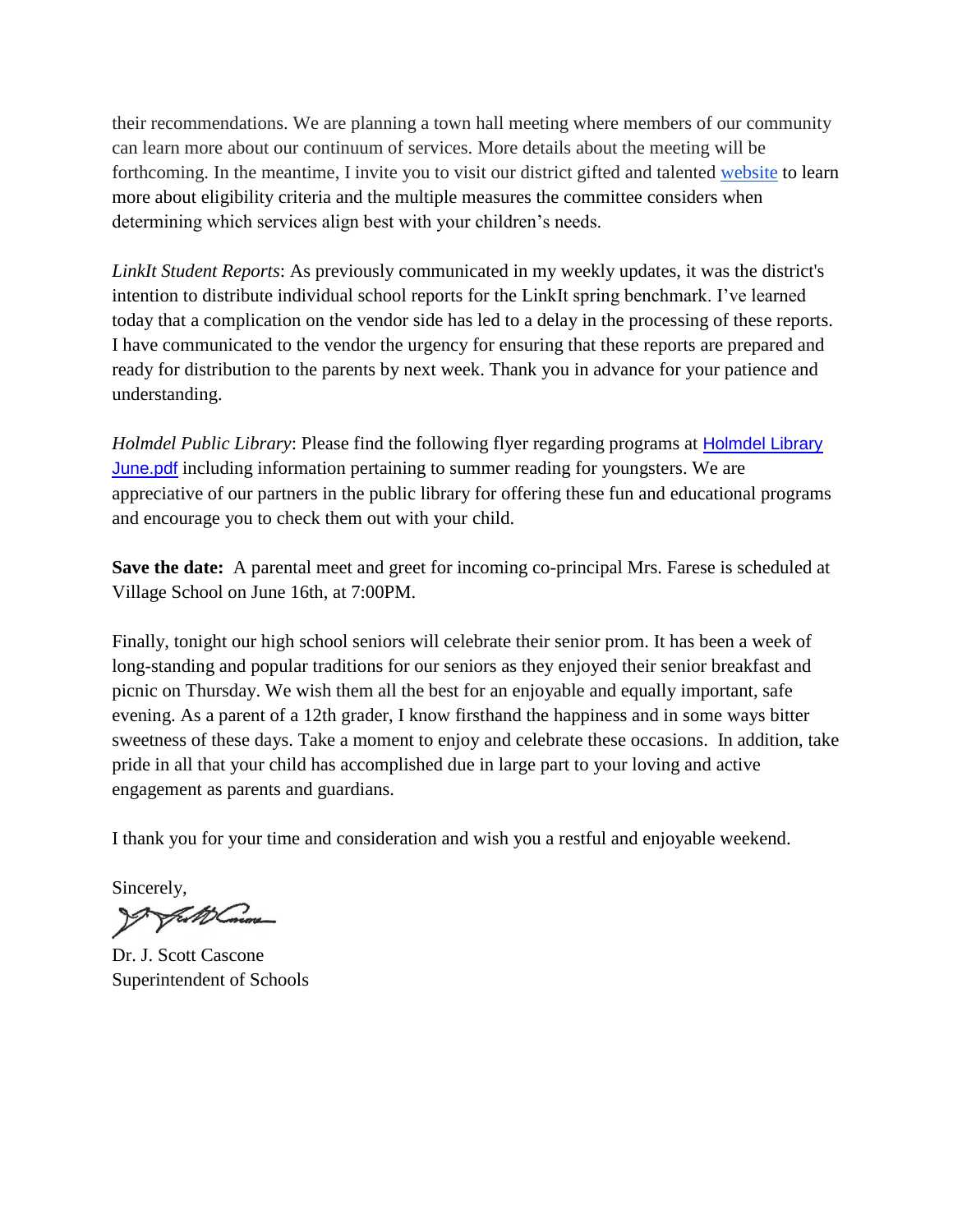their recommendations. We are planning a town hall meeting where members of our community can learn more about our continuum of services. More details about the meeting will be forthcoming. In the meantime, I invite you to visit our district gifted and talented website to learn more about eligibility criteria and the multiple measures the committee considers when determining which services align best with your children's needs.

*LinkIt Student Reports*: As previously communicated in my weekly updates, it was the district's intention to distribute individual school reports for the LinkIt spring benchmark. I've learned today that a complication on the vendor side has led to a delay in the processing of these reports. I have communicated to the vendor the urgency for ensuring that these reports are prepared and ready for distribution to the parents by next week. Thank you in advance for your patience and understanding.

*Holmdel Public Library*: Please find the following flyer regarding programs at Holmdel Library June.pdf including information pertaining to summer reading for youngsters. We are appreciative of our partners in the public library for offering these fun and educational programs and encourage you to check them out with your child.

**Save the date:** A parental meet and greet for incoming co-principal Mrs. Farese is scheduled at Village School on June 16th, at 7:00PM.

Finally, tonight our high school seniors will celebrate their senior prom. It has been a week of long-standing and popular traditions for our seniors as they enjoyed their senior breakfast and picnic on Thursday. We wish them all the best for an enjoyable and equally important, safe evening. As a parent of a 12th grader, I know firsthand the happiness and in some ways bitter sweetness of these days. Take a moment to enjoy and celebrate these occasions. In addition, take pride in all that your child has accomplished due in large part to your loving and active engagement as parents and guardians.

I thank you for your time and consideration and wish you a restful and enjoyable weekend.

Sincerely,

Dr. J. Scott Cascone
Superintendent of Schools